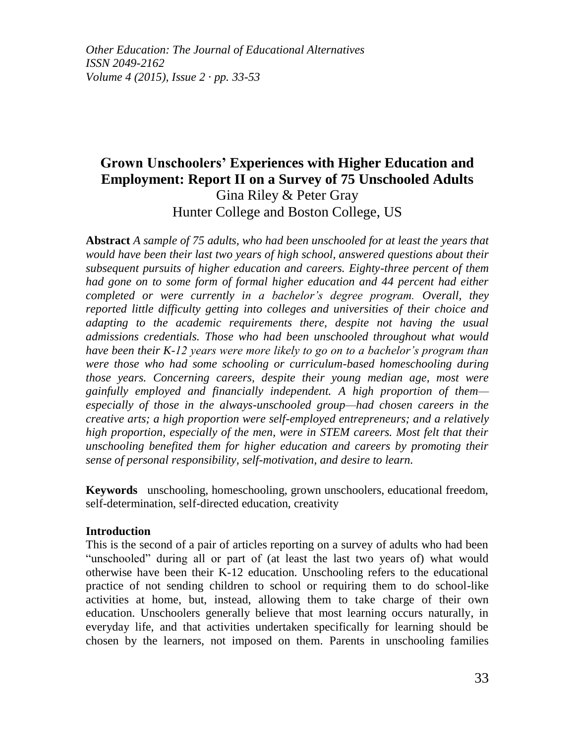# Grown Unschoolers' Experiences with Higher Education and Employment: Report II on a Survey of 75 Unschooled Adults

Gina Riley & Peter Gray

Hunter College and Boston College, US

**Abstract** *A sample of 75 adults, who had been unschooled for at least the years that would have been their last two years of high school, answered questions about their subsequent pursuits of higher education and careers. Eighty-three percent of them had gone on to some form of formal higher education and 44 percent had either completed or were currently in a bachelor's degree program. Overall, they reported little difficulty getting into colleges and universities of their choice and adapting to the academic requirements there, despite not having the usual admissions credentials. Those who had been unschooled throughout what would have been their K-12 years were more likely to go on to a bachelor's program than were those who had some schooling or curriculum-based homeschooling during those years. Concerning careers, despite their young median age, most were gainfully employed and financially independent. A high proportion of them—especially of those in the always-unschooled group—had chosen careers in the creative arts; a high proportion were self-employed entrepreneurs; and a relatively high proportion, especially of the men, were in STEM careers. Most felt that their unschooling benefited them for higher education and careers by promoting their sense of personal responsibility, self-motivation, and desire to learn.*

**Keywords** unschooling, homeschooling, grown unschoolers, educational freedom, self-determination, self-directed education, creativity

## Introduction

This is the second of a pair of articles reporting on a survey of adults who had been "unschooled" during all or part of (at least the last two years of) what would otherwise have been their K-12 education. Unschooling refers to the educational practice of not sending children to school or requiring them to do school-like activities at home, but, instead, allowing them to take charge of their own education. Unschoolers generally believe that most learning occurs naturally, in everyday life, and that activities undertaken specifically for learning should be chosen by the learners, not imposed on them. Parents in unschooling families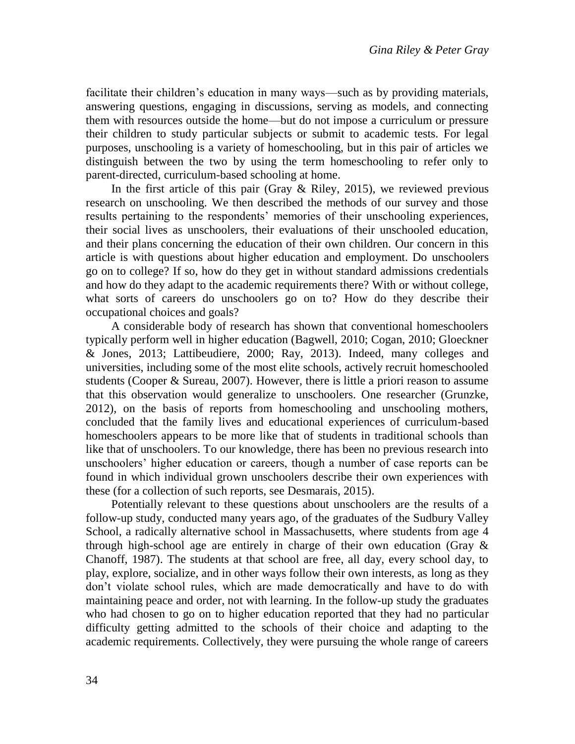facilitate their children's education in many ways—such as by providing materials, answering questions, engaging in discussions, serving as models, and connecting them with resources outside the home—but do not impose a curriculum or pressure their children to study particular subjects or submit to academic tests. For legal purposes, unschooling is a variety of homeschooling, but in this pair of articles we distinguish between the two by using the term homeschooling to refer only to parent-directed, curriculum-based schooling at home.

In the first article of this pair (Gray & Riley, 2015), we reviewed previous research on unschooling. We then described the methods of our survey and those results pertaining to the respondents' memories of their unschooling experiences, their social lives as unschoolers, their evaluations of their unschooled education, and their plans concerning the education of their own children. Our concern in this article is with questions about higher education and employment. Do unschoolers go on to college? If so, how do they get in without standard admissions credentials and how do they adapt to the academic requirements there? With or without college, what sorts of careers do unschoolers go on to? How do they describe their occupational choices and goals?

A considerable body of research has shown that conventional homeschoolers typically perform well in higher education (Bagwell, 2010; Cogan, 2010; Gloeckner & Jones, 2013; Lattibeudiere, 2000; Ray, 2013). Indeed, many colleges and universities, including some of the most elite schools, actively recruit homeschooled students (Cooper & Sureau, 2007). However, there is little a priori reason to assume that this observation would generalize to unschoolers. One researcher (Grunzke, 2012), on the basis of reports from homeschooling and unschooling mothers, concluded that the family lives and educational experiences of curriculum-based homeschoolers appears to be more like that of students in traditional schools than like that of unschoolers. To our knowledge, there has been no previous research into unschoolers' higher education or careers, though a number of case reports can be found in which individual grown unschoolers describe their own experiences with these (for a collection of such reports, see Desmarais, 2015).

Potentially relevant to these questions about unschoolers are the results of a follow-up study, conducted many years ago, of the graduates of the Sudbury Valley School, a radically alternative school in Massachusetts, where students from age 4 through high-school age are entirely in charge of their own education (Gray & Chanoff, 1987). The students at that school are free, all day, every school day, to play, explore, socialize, and in other ways follow their own interests, as long as they don't violate school rules, which are made democratically and have to do with maintaining peace and order, not with learning. In the follow-up study the graduates who had chosen to go on to higher education reported that they had no particular difficulty getting admitted to the schools of their choice and adapting to the academic requirements. Collectively, they were pursuing the whole range of careers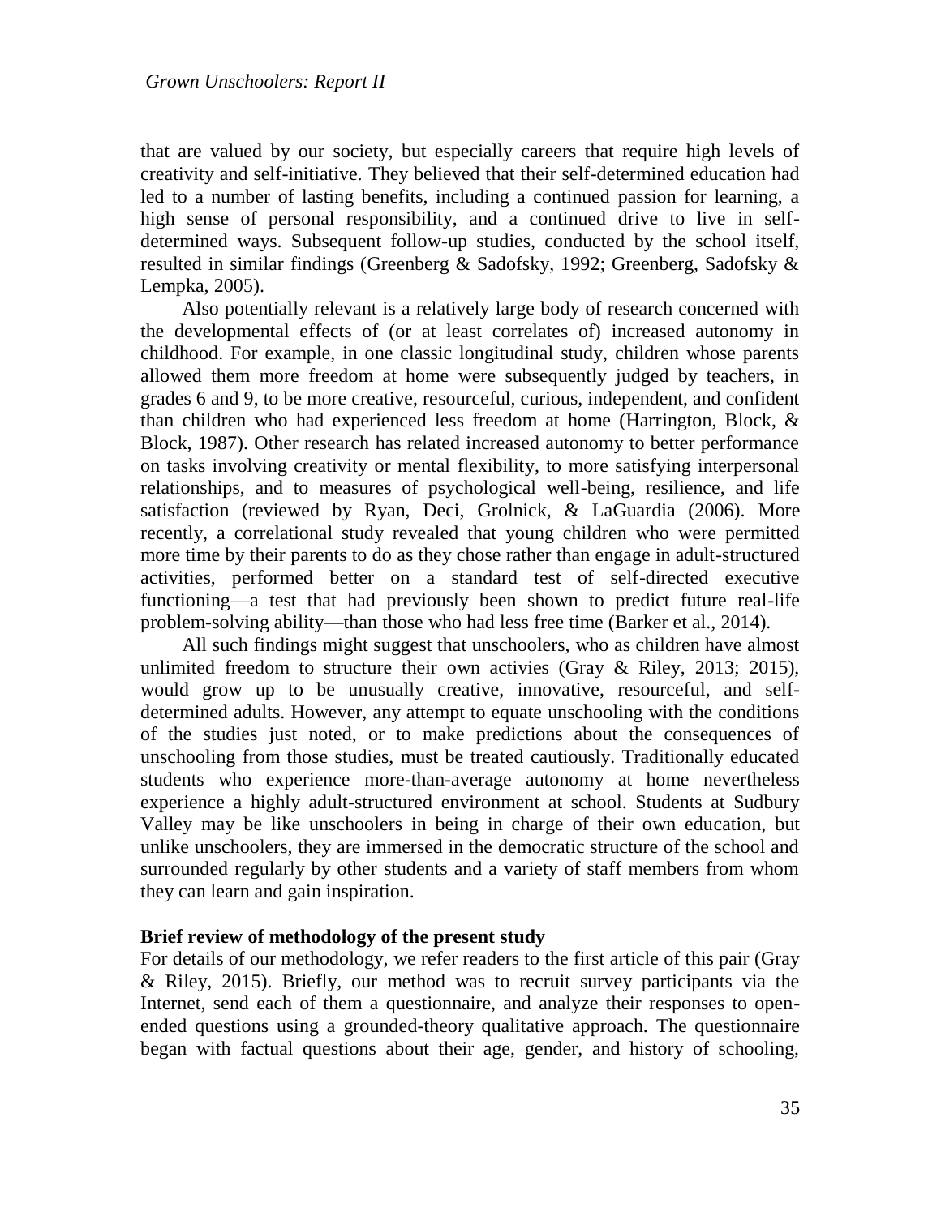that are valued by our society, but especially careers that require high levels of creativity and self-initiative. They believed that their self-determined education had led to a number of lasting benefits, including a continued passion for learning, a high sense of personal responsibility, and a continued drive to live in self-determined ways. Subsequent follow-up studies, conducted by the school itself, resulted in similar findings (Greenberg & Sadofsky, 1992; Greenberg, Sadofsky & Lempka, 2005).

Also potentially relevant is a relatively large body of research concerned with the developmental effects of (or at least correlates of) increased autonomy in childhood. For example, in one classic longitudinal study, children whose parents allowed them more freedom at home were subsequently judged by teachers, in grades 6 and 9, to be more creative, resourceful, curious, independent, and confident than children who had experienced less freedom at home (Harrington, Block, & Block, 1987). Other research has related increased autonomy to better performance on tasks involving creativity or mental flexibility, to more satisfying interpersonal relationships, and to measures of psychological well-being, resilience, and life satisfaction (reviewed by Ryan, Deci, Grolnick, & LaGuardia (2006). More recently, a correlational study revealed that young children who were permitted more time by their parents to do as they chose rather than engage in adult-structured activities, performed better on a standard test of self-directed executive functioning—a test that had previously been shown to predict future real-life problem-solving ability—than those who had less free time (Barker et al., 2014).

All such findings might suggest that unschoolers, who as children have almost unlimited freedom to structure their own activies (Gray & Riley, 2013; 2015), would grow up to be unusually creative, innovative, resourceful, and self-determined adults. However, any attempt to equate unschooling with the conditions of the studies just noted, or to make predictions about the consequences of unschooling from those studies, must be treated cautiously. Traditionally educated students who experience more-than-average autonomy at home nevertheless experience a highly adult-structured environment at school. Students at Sudbury Valley may be like unschoolers in being in charge of their own education, but unlike unschoolers, they are immersed in the democratic structure of the school and surrounded regularly by other students and a variety of staff members from whom they can learn and gain inspiration.

**Brief review of methodology of the present study**

For details of our methodology, we refer readers to the first article of this pair (Gray & Riley, 2015). Briefly, our method was to recruit survey participants via the Internet, send each of them a questionnaire, and analyze their responses to open-ended questions using a grounded-theory qualitative approach. The questionnaire began with factual questions about their age, gender, and history of schooling,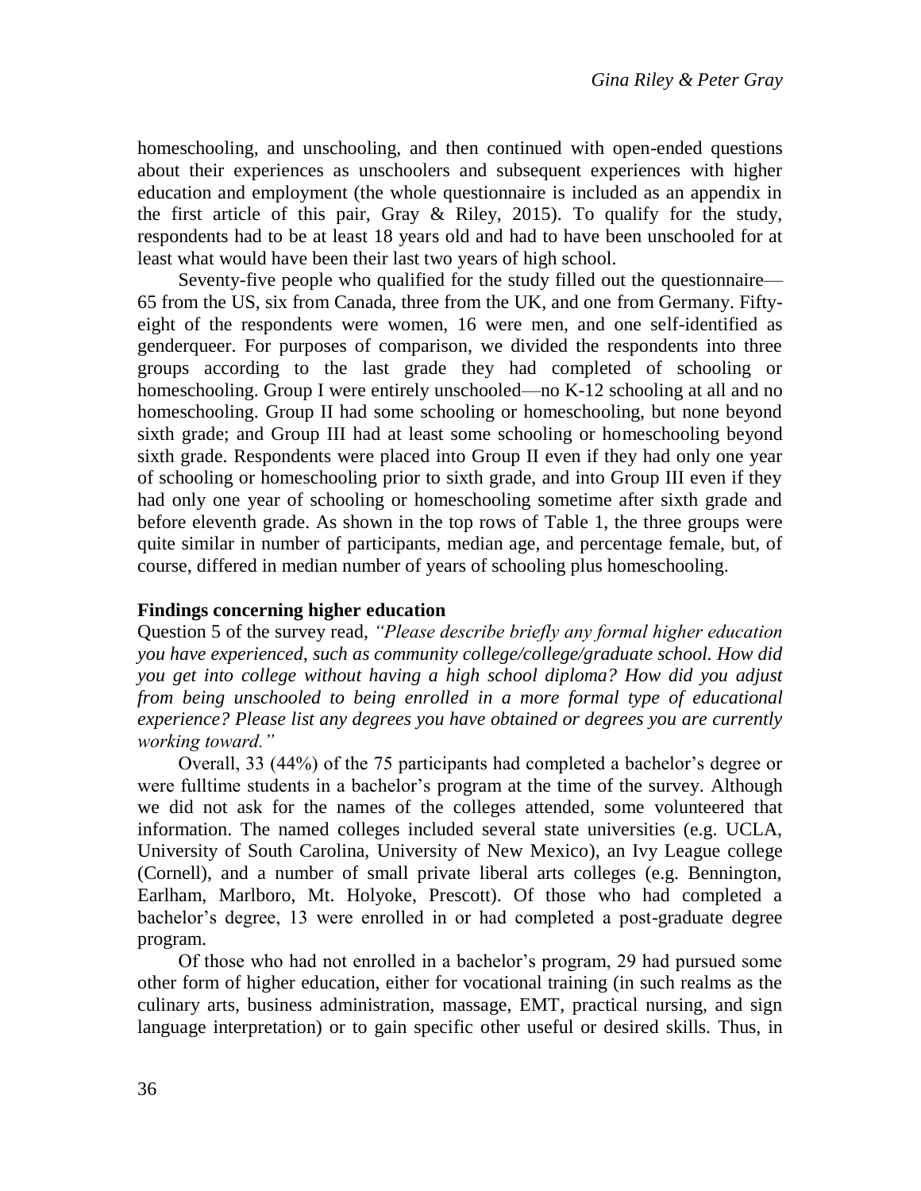homeschooling, and unschooling, and then continued with open-ended questions about their experiences as unschoolers and subsequent experiences with higher education and employment (the whole questionnaire is included as an appendix in the first article of this pair, Gray & Riley, 2015). To qualify for the study, respondents had to be at least 18 years old and had to have been unschooled for at least what would have been their last two years of high school.

Seventy-five people who qualified for the study filled out the questionnaire—65 from the US, six from Canada, three from the UK, and one from Germany. Fifty-eight of the respondents were women, 16 were men, and one self-identified as genderqueer. For purposes of comparison, we divided the respondents into three groups according to the last grade they had completed of schooling or homeschooling. Group I were entirely unschooled—no K-12 schooling at all and no homeschooling. Group II had some schooling or homeschooling, but none beyond sixth grade; and Group III had at least some schooling or homeschooling beyond sixth grade. Respondents were placed into Group II even if they had only one year of schooling or homeschooling prior to sixth grade, and into Group III even if they had only one year of schooling or homeschooling sometime after sixth grade and before eleventh grade. As shown in the top rows of Table 1, the three groups were quite similar in number of participants, median age, and percentage female, but, of course, differed in median number of years of schooling plus homeschooling.

### Findings concerning higher education

Question 5 of the survey read, *"Please describe briefly any formal higher education you have experienced, such as community college/college/graduate school. How did you get into college without having a high school diploma? How did you adjust from being unschooled to being enrolled in a more formal type of educational experience? Please list any degrees you have obtained or degrees you are currently working toward."*

Overall, 33 (44%) of the 75 participants had completed a bachelor's degree or were fulltime students in a bachelor's program at the time of the survey. Although we did not ask for the names of the colleges attended, some volunteered that information. The named colleges included several state universities (e.g. UCLA, University of South Carolina, University of New Mexico), an Ivy League college (Cornell), and a number of small private liberal arts colleges (e.g. Bennington, Earlham, Marlboro, Mt. Holyoke, Prescott). Of those who had completed a bachelor's degree, 13 were enrolled in or had completed a post-graduate degree program.

Of those who had not enrolled in a bachelor's program, 29 had pursued some other form of higher education, either for vocational training (in such realms as the culinary arts, business administration, massage, EMT, practical nursing, and sign language interpretation) or to gain specific other useful or desired skills. Thus, in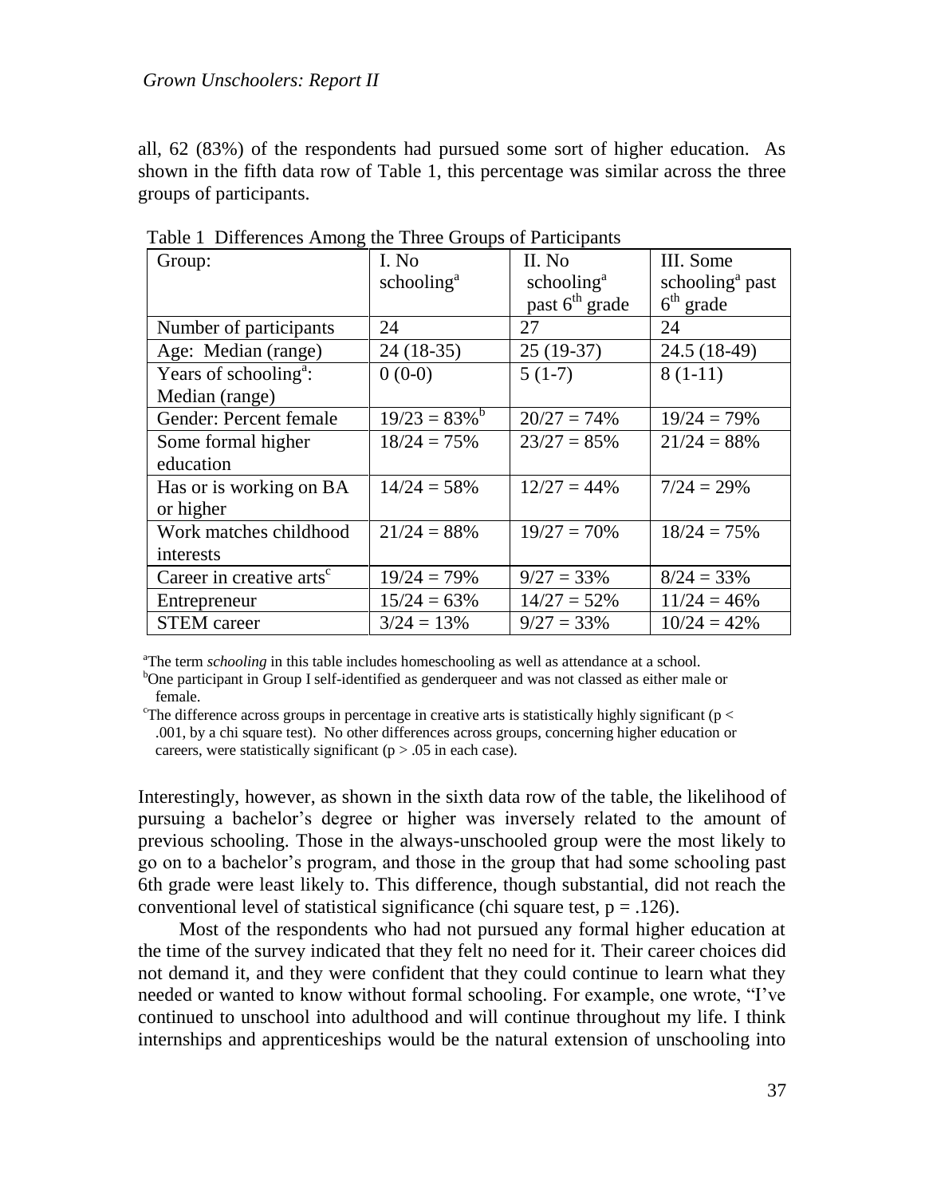all, 62 (83%) of the respondents had pursued some sort of higher education. As shown in the fifth data row of Table 1, this percentage was similar across the three groups of participants.

Table 1 Differences Among the Three Groups of Participants

| Group: | I. No schooling[a] | II. No schooling[a] past 6[th] grade | III. Some schooling[a] past 6[th] grade |
|---|---|---|---|
| Number of participants | 24 | 27 | 24 |
| Age: Median (range) | 24 (18-35) | 25 (19-37) | 24.5 (18-49) |
| Years of schooling[a]: Median (range) | 0 (0-0) | 5 (1-7) | 8 (1-11) |
| Gender: Percent female | 19/23 = 83%[b] | 20/27 = 74% | 19/24 = 79% |
| Some formal higher education | 18/24 = 75% | 23/27 = 85% | 21/24 = 88% |
| Has or is working on BA or higher | 14/24 = 58% | 12/27 = 44% | 7/24 = 29% |
| Work matches childhood interests | 21/24 = 88% | 19/27 = 70% | 18/24 = 75% |
| Career in creative arts[c] | 19/24 = 79% | 9/27 = 33% | 8/24 = 33% |
| Entrepreneur | 15/24 = 63% | 14/27 = 52% | 11/24 = 46% |
| STEM career | 3/24 = 13% | 9/27 = 33% | 10/24 = 42% |

[a]The term *schooling* in this table includes homeschooling as well as attendance at a school.
[b]One participant in Group I self-identified as genderqueer and was not classed as either male or female.
[c]The difference across groups in percentage in creative arts is statistically highly significant ($p < .001$, by a chi square test). No other differences across groups, concerning higher education or careers, were statistically significant ($p > .05$ in each case).

Interestingly, however, as shown in the sixth data row of the table, the likelihood of pursuing a bachelor's degree or higher was inversely related to the amount of previous schooling. Those in the always-unschooled group were the most likely to go on to a bachelor's program, and those in the group that had some schooling past 6th grade were least likely to. This difference, though substantial, did not reach the conventional level of statistical significance (chi square test, $p = .126$).

Most of the respondents who had not pursued any formal higher education at the time of the survey indicated that they felt no need for it. Their career choices did not demand it, and they were confident that they could continue to learn what they needed or wanted to know without formal schooling. For example, one wrote, "I've continued to unschool into adulthood and will continue throughout my life. I think internships and apprenticeships would be the natural extension of unschooling into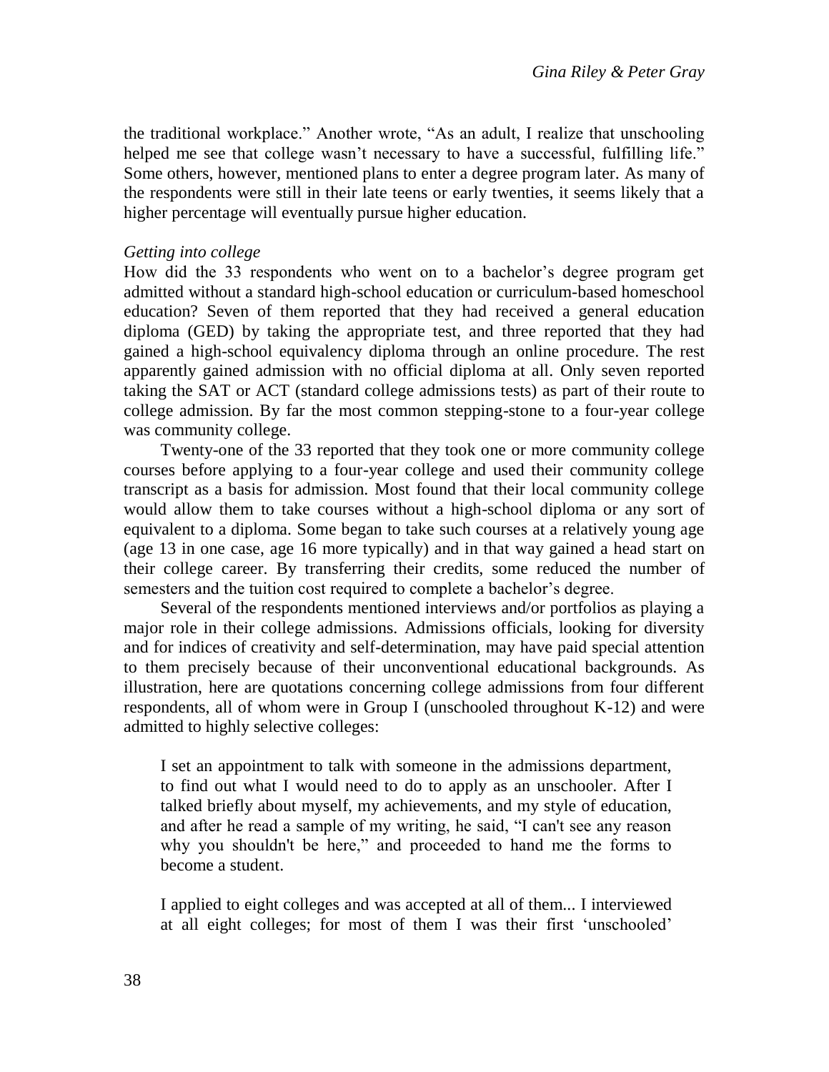the traditional workplace." Another wrote, "As an adult, I realize that unschooling helped me see that college wasn't necessary to have a successful, fulfilling life." Some others, however, mentioned plans to enter a degree program later. As many of the respondents were still in their late teens or early twenties, it seems likely that a higher percentage will eventually pursue higher education.

*Getting into college*

How did the 33 respondents who went on to a bachelor's degree program get admitted without a standard high-school education or curriculum-based homeschool education? Seven of them reported that they had received a general education diploma (GED) by taking the appropriate test, and three reported that they had gained a high-school equivalency diploma through an online procedure. The rest apparently gained admission with no official diploma at all. Only seven reported taking the SAT or ACT (standard college admissions tests) as part of their route to college admission. By far the most common stepping-stone to a four-year college was community college.

Twenty-one of the 33 reported that they took one or more community college courses before applying to a four-year college and used their community college transcript as a basis for admission. Most found that their local community college would allow them to take courses without a high-school diploma or any sort of equivalent to a diploma. Some began to take such courses at a relatively young age (age 13 in one case, age 16 more typically) and in that way gained a head start on their college career. By transferring their credits, some reduced the number of semesters and the tuition cost required to complete a bachelor's degree.

Several of the respondents mentioned interviews and/or portfolios as playing a major role in their college admissions. Admissions officials, looking for diversity and for indices of creativity and self-determination, may have paid special attention to them precisely because of their unconventional educational backgrounds. As illustration, here are quotations concerning college admissions from four different respondents, all of whom were in Group I (unschooled throughout K-12) and were admitted to highly selective colleges:

> I set an appointment to talk with someone in the admissions department, to find out what I would need to do to apply as an unschooler. After I talked briefly about myself, my achievements, and my style of education, and after he read a sample of my writing, he said, "I can't see any reason why you shouldn't be here," and proceeded to hand me the forms to become a student.

> I applied to eight colleges and was accepted at all of them... I interviewed at all eight colleges; for most of them I was their first 'unschooled'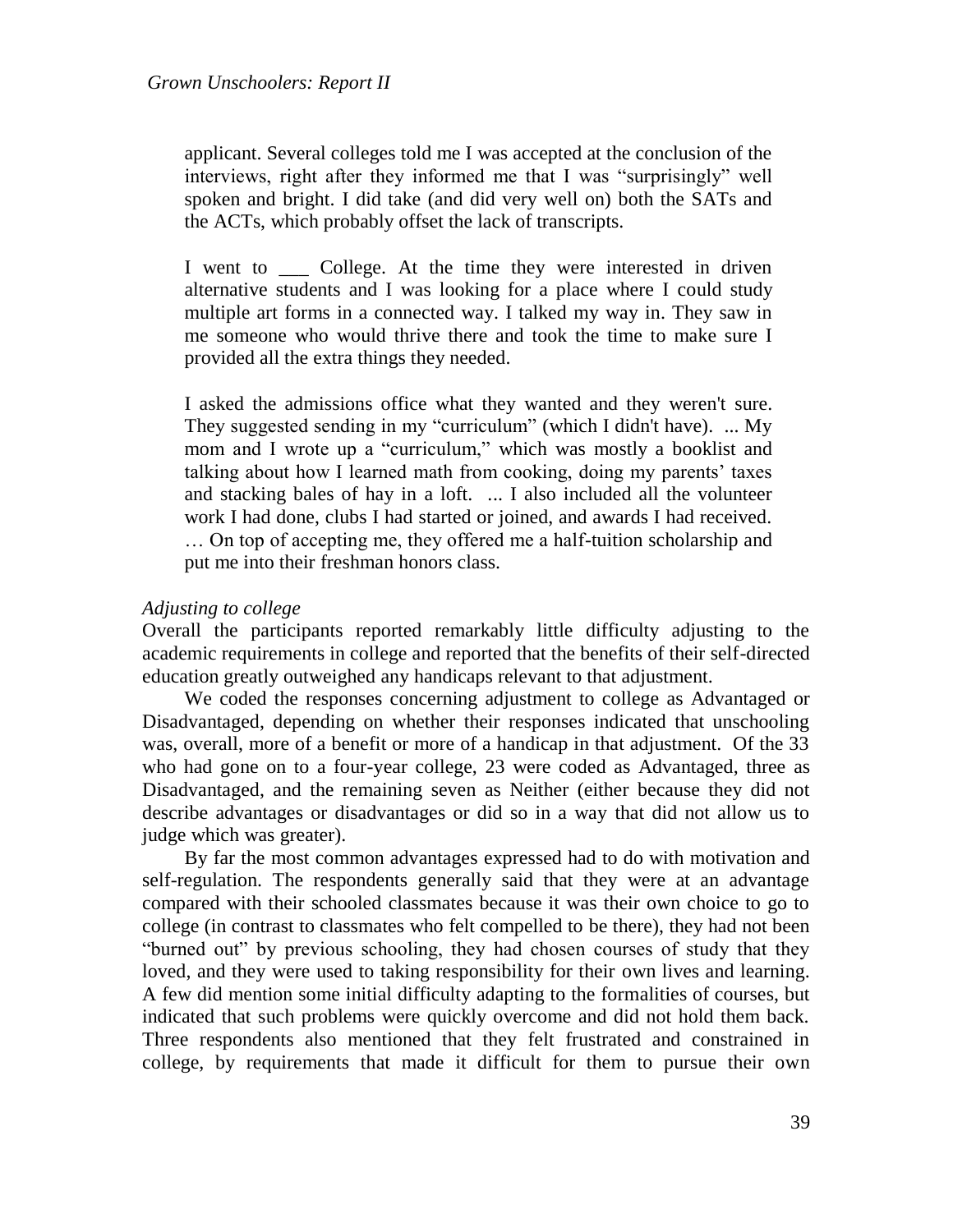> applicant. Several colleges told me I was accepted at the conclusion of the interviews, right after they informed me that I was "surprisingly" well spoken and bright. I did take (and did very well on) both the SATs and the ACTs, which probably offset the lack of transcripts.
>
> I went to ___ College. At the time they were interested in driven alternative students and I was looking for a place where I could study multiple art forms in a connected way. I talked my way in. They saw in me someone who would thrive there and took the time to make sure I provided all the extra things they needed.
>
> I asked the admissions office what they wanted and they weren't sure. They suggested sending in my "curriculum" (which I didn't have). ... My mom and I wrote up a "curriculum," which was mostly a booklist and talking about how I learned math from cooking, doing my parents' taxes and stacking bales of hay in a loft. ... I also included all the volunteer work I had done, clubs I had started or joined, and awards I had received. … On top of accepting me, they offered me a half-tuition scholarship and put me into their freshman honors class.

*Adjusting to college*

Overall the participants reported remarkably little difficulty adjusting to the academic requirements in college and reported that the benefits of their self-directed education greatly outweighed any handicaps relevant to that adjustment.

We coded the responses concerning adjustment to college as Advantaged or Disadvantaged, depending on whether their responses indicated that unschooling was, overall, more of a benefit or more of a handicap in that adjustment. Of the 33 who had gone on to a four-year college, 23 were coded as Advantaged, three as Disadvantaged, and the remaining seven as Neither (either because they did not describe advantages or disadvantages or did so in a way that did not allow us to judge which was greater).

By far the most common advantages expressed had to do with motivation and self-regulation. The respondents generally said that they were at an advantage compared with their schooled classmates because it was their own choice to go to college (in contrast to classmates who felt compelled to be there), they had not been "burned out" by previous schooling, they had chosen courses of study that they loved, and they were used to taking responsibility for their own lives and learning. A few did mention some initial difficulty adapting to the formalities of courses, but indicated that such problems were quickly overcome and did not hold them back. Three respondents also mentioned that they felt frustrated and constrained in college, by requirements that made it difficult for them to pursue their own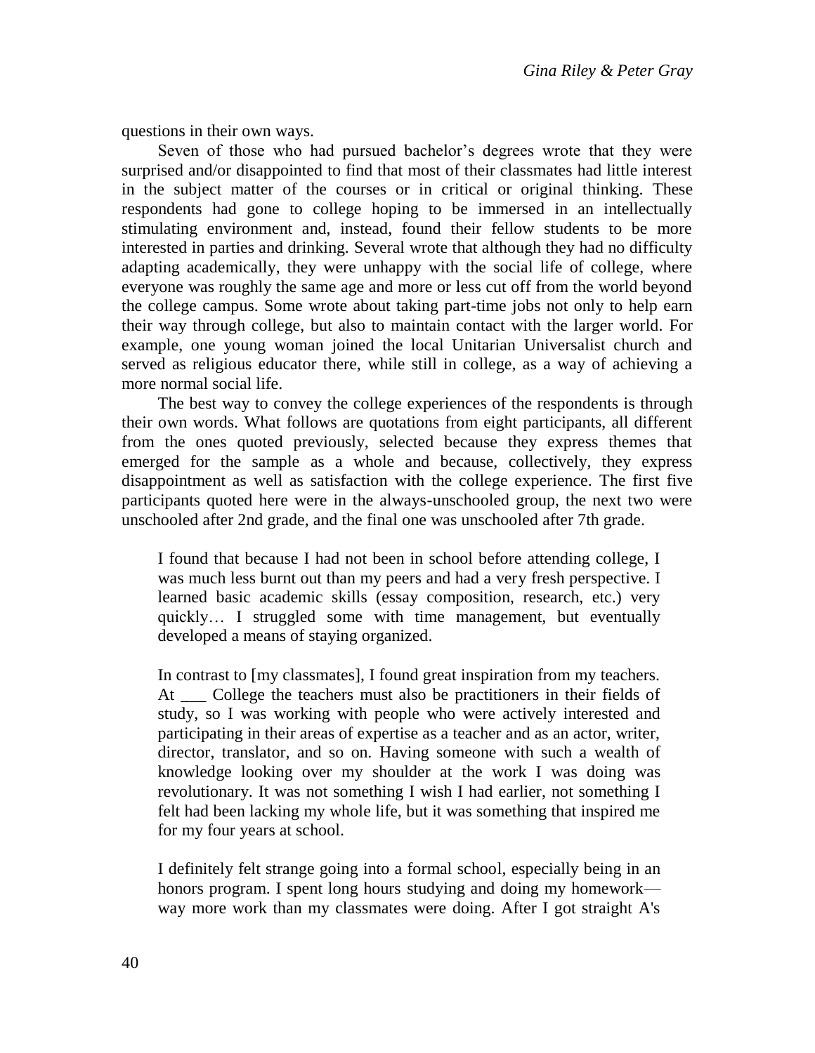questions in their own ways.

Seven of those who had pursued bachelor's degrees wrote that they were surprised and/or disappointed to find that most of their classmates had little interest in the subject matter of the courses or in critical or original thinking. These respondents had gone to college hoping to be immersed in an intellectually stimulating environment and, instead, found their fellow students to be more interested in parties and drinking. Several wrote that although they had no difficulty adapting academically, they were unhappy with the social life of college, where everyone was roughly the same age and more or less cut off from the world beyond the college campus. Some wrote about taking part-time jobs not only to help earn their way through college, but also to maintain contact with the larger world. For example, one young woman joined the local Unitarian Universalist church and served as religious educator there, while still in college, as a way of achieving a more normal social life.

The best way to convey the college experiences of the respondents is through their own words. What follows are quotations from eight participants, all different from the ones quoted previously, selected because they express themes that emerged for the sample as a whole and because, collectively, they express disappointment as well as satisfaction with the college experience. The first five participants quoted here were in the always-unschooled group, the next two were unschooled after 2nd grade, and the final one was unschooled after 7th grade.

> I found that because I had not been in school before attending college, I was much less burnt out than my peers and had a very fresh perspective. I learned basic academic skills (essay composition, research, etc.) very quickly… I struggled some with time management, but eventually developed a means of staying organized.

> In contrast to [my classmates], I found great inspiration from my teachers. At ___ College the teachers must also be practitioners in their fields of study, so I was working with people who were actively interested and participating in their areas of expertise as a teacher and as an actor, writer, director, translator, and so on. Having someone with such a wealth of knowledge looking over my shoulder at the work I was doing was revolutionary. It was not something I wish I had earlier, not something I felt had been lacking my whole life, but it was something that inspired me for my four years at school.

> I definitely felt strange going into a formal school, especially being in an honors program. I spent long hours studying and doing my homework—way more work than my classmates were doing. After I got straight A's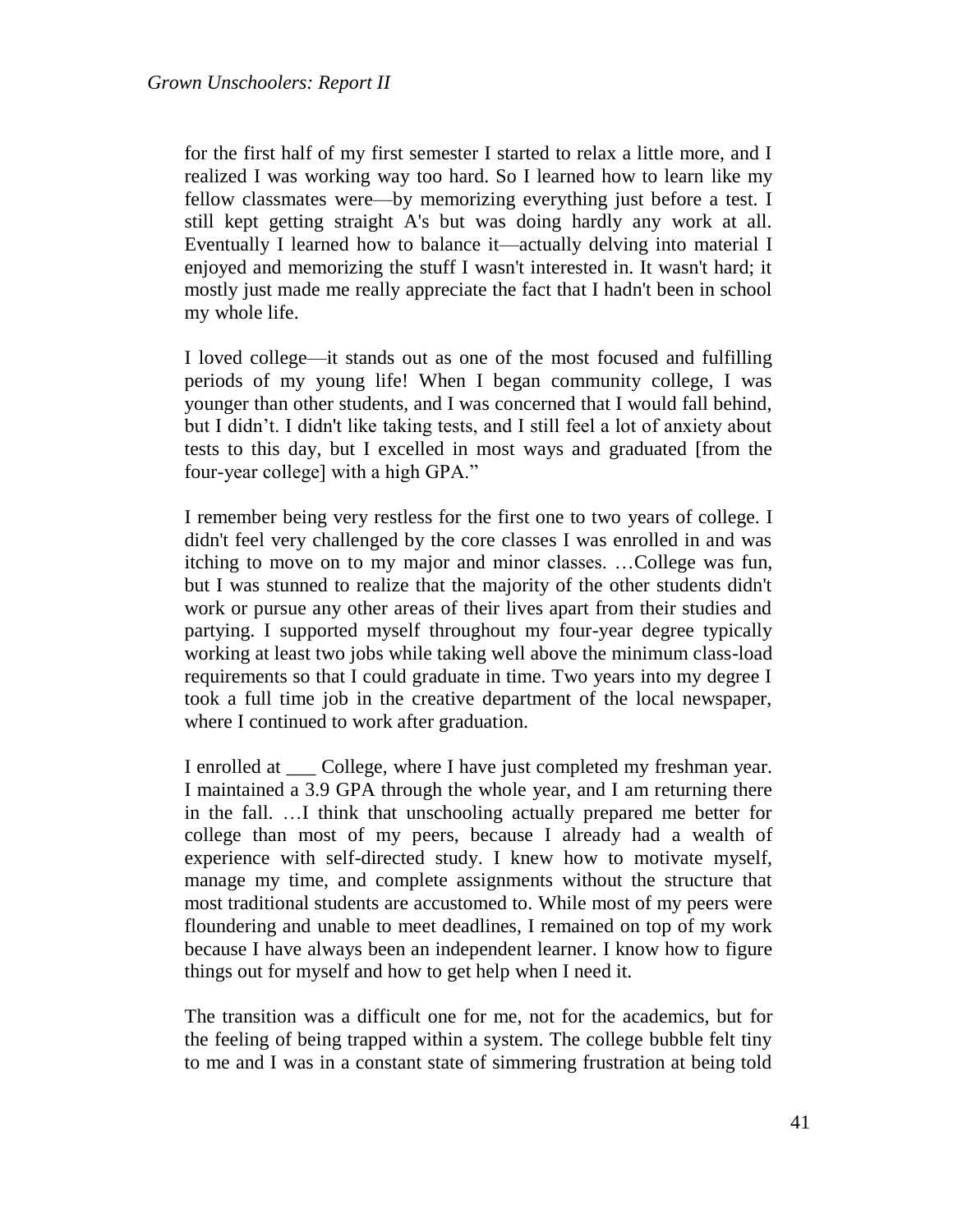for the first half of my first semester I started to relax a little more, and I realized I was working way too hard. So I learned how to learn like my fellow classmates were—by memorizing everything just before a test. I still kept getting straight A's but was doing hardly any work at all. Eventually I learned how to balance it—actually delving into material I enjoyed and memorizing the stuff I wasn't interested in. It wasn't hard; it mostly just made me really appreciate the fact that I hadn't been in school my whole life.

I loved college—it stands out as one of the most focused and fulfilling periods of my young life! When I began community college, I was younger than other students, and I was concerned that I would fall behind, but I didn't. I didn't like taking tests, and I still feel a lot of anxiety about tests to this day, but I excelled in most ways and graduated [from the four-year college] with a high GPA."

I remember being very restless for the first one to two years of college. I didn't feel very challenged by the core classes I was enrolled in and was itching to move on to my major and minor classes. …College was fun, but I was stunned to realize that the majority of the other students didn't work or pursue any other areas of their lives apart from their studies and partying. I supported myself throughout my four-year degree typically working at least two jobs while taking well above the minimum class-load requirements so that I could graduate in time. Two years into my degree I took a full time job in the creative department of the local newspaper, where I continued to work after graduation.

I enrolled at ___ College, where I have just completed my freshman year. I maintained a 3.9 GPA through the whole year, and I am returning there in the fall. …I think that unschooling actually prepared me better for college than most of my peers, because I already had a wealth of experience with self-directed study. I knew how to motivate myself, manage my time, and complete assignments without the structure that most traditional students are accustomed to. While most of my peers were floundering and unable to meet deadlines, I remained on top of my work because I have always been an independent learner. I know how to figure things out for myself and how to get help when I need it.

The transition was a difficult one for me, not for the academics, but for the feeling of being trapped within a system. The college bubble felt tiny to me and I was in a constant state of simmering frustration at being told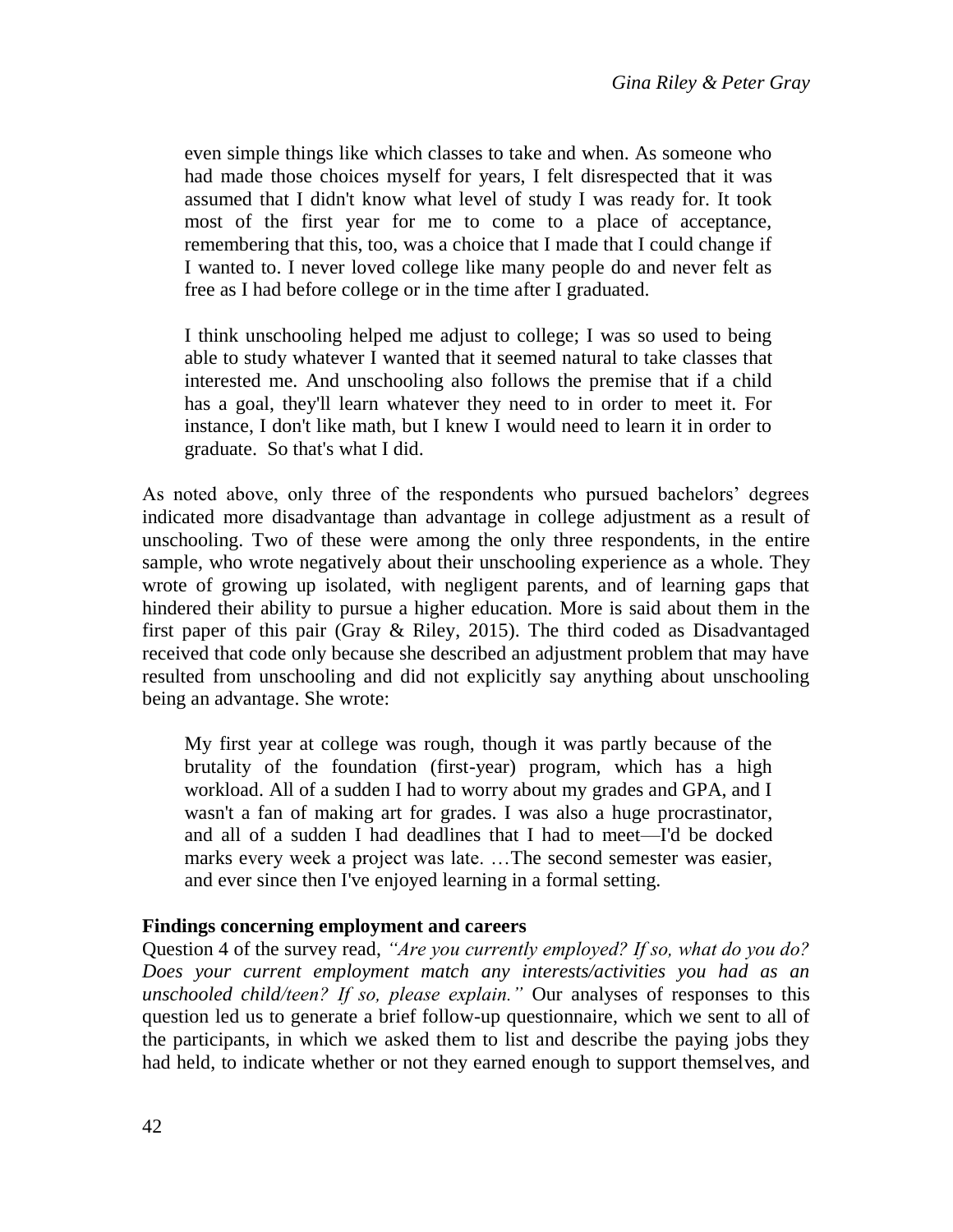even simple things like which classes to take and when. As someone who had made those choices myself for years, I felt disrespected that it was assumed that I didn't know what level of study I was ready for. It took most of the first year for me to come to a place of acceptance, remembering that this, too, was a choice that I made that I could change if I wanted to. I never loved college like many people do and never felt as free as I had before college or in the time after I graduated.

> I think unschooling helped me adjust to college; I was so used to being able to study whatever I wanted that it seemed natural to take classes that interested me. And unschooling also follows the premise that if a child has a goal, they'll learn whatever they need to in order to meet it. For instance, I don't like math, but I knew I would need to learn it in order to graduate. So that's what I did.

As noted above, only three of the respondents who pursued bachelors' degrees indicated more disadvantage than advantage in college adjustment as a result of unschooling. Two of these were among the only three respondents, in the entire sample, who wrote negatively about their unschooling experience as a whole. They wrote of growing up isolated, with negligent parents, and of learning gaps that hindered their ability to pursue a higher education. More is said about them in the first paper of this pair (Gray & Riley, 2015). The third coded as Disadvantaged received that code only because she described an adjustment problem that may have resulted from unschooling and did not explicitly say anything about unschooling being an advantage. She wrote:

> My first year at college was rough, though it was partly because of the brutality of the foundation (first-year) program, which has a high workload. All of a sudden I had to worry about my grades and GPA, and I wasn't a fan of making art for grades. I was also a huge procrastinator, and all of a sudden I had deadlines that I had to meet—I'd be docked marks every week a project was late. …The second semester was easier, and ever since then I've enjoyed learning in a formal setting.

**Findings concerning employment and careers**

Question 4 of the survey read, *"Are you currently employed? If so, what do you do? Does your current employment match any interests/activities you had as an unschooled child/teen? If so, please explain."* Our analyses of responses to this question led us to generate a brief follow-up questionnaire, which we sent to all of the participants, in which we asked them to list and describe the paying jobs they had held, to indicate whether or not they earned enough to support themselves, and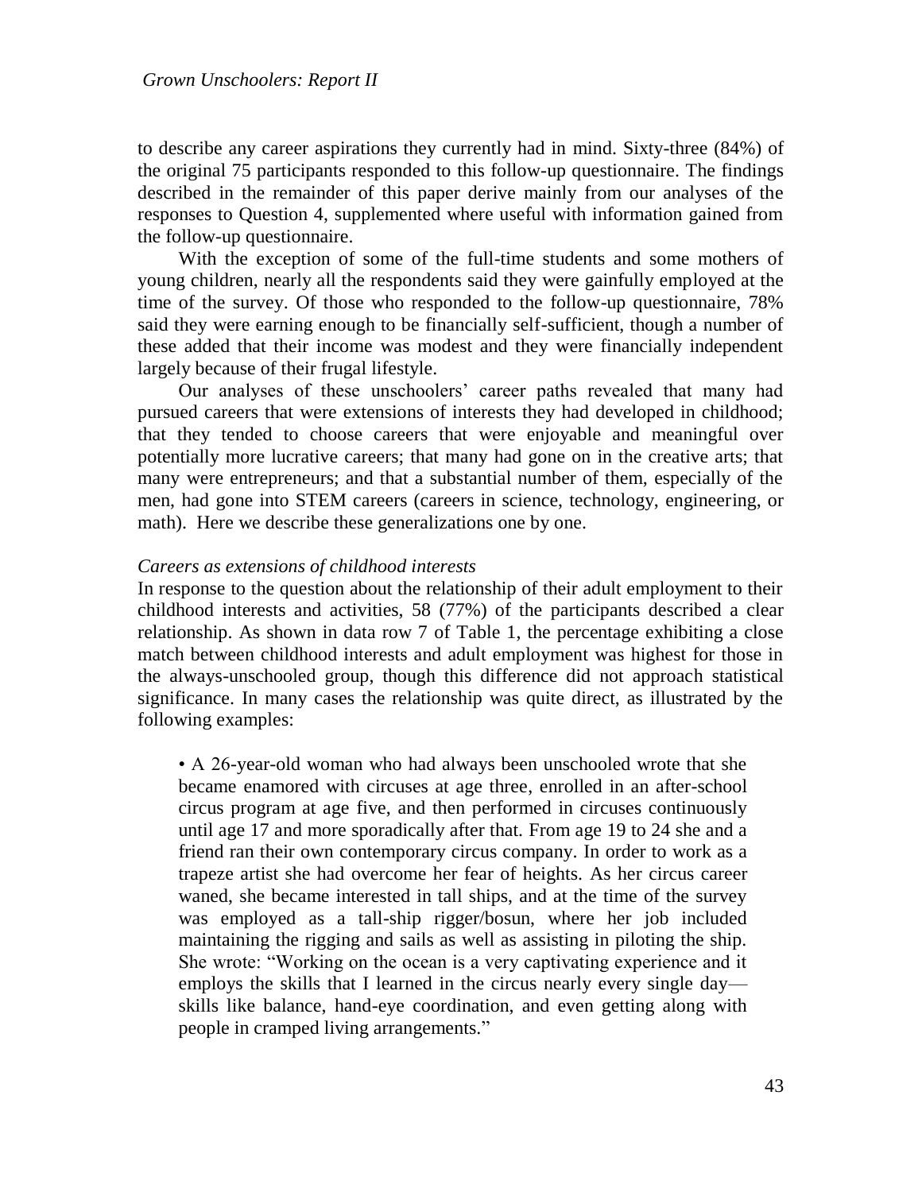to describe any career aspirations they currently had in mind. Sixty-three (84%) of the original 75 participants responded to this follow-up questionnaire. The findings described in the remainder of this paper derive mainly from our analyses of the responses to Question 4, supplemented where useful with information gained from the follow-up questionnaire.

With the exception of some of the full-time students and some mothers of young children, nearly all the respondents said they were gainfully employed at the time of the survey. Of those who responded to the follow-up questionnaire, 78% said they were earning enough to be financially self-sufficient, though a number of these added that their income was modest and they were financially independent largely because of their frugal lifestyle.

Our analyses of these unschoolers' career paths revealed that many had pursued careers that were extensions of interests they had developed in childhood; that they tended to choose careers that were enjoyable and meaningful over potentially more lucrative careers; that many had gone on in the creative arts; that many were entrepreneurs; and that a substantial number of them, especially of the men, had gone into STEM careers (careers in science, technology, engineering, or math). Here we describe these generalizations one by one.

*Careers as extensions of childhood interests*

In response to the question about the relationship of their adult employment to their childhood interests and activities, 58 (77%) of the participants described a clear relationship. As shown in data row 7 of Table 1, the percentage exhibiting a close match between childhood interests and adult employment was highest for those in the always-unschooled group, though this difference did not approach statistical significance. In many cases the relationship was quite direct, as illustrated by the following examples:

• A 26-year-old woman who had always been unschooled wrote that she became enamored with circuses at age three, enrolled in an after-school circus program at age five, and then performed in circuses continuously until age 17 and more sporadically after that. From age 19 to 24 she and a friend ran their own contemporary circus company. In order to work as a trapeze artist she had overcome her fear of heights. As her circus career waned, she became interested in tall ships, and at the time of the survey was employed as a tall-ship rigger/bosun, where her job included maintaining the rigging and sails as well as assisting in piloting the ship. She wrote: "Working on the ocean is a very captivating experience and it employs the skills that I learned in the circus nearly every single day—skills like balance, hand-eye coordination, and even getting along with people in cramped living arrangements."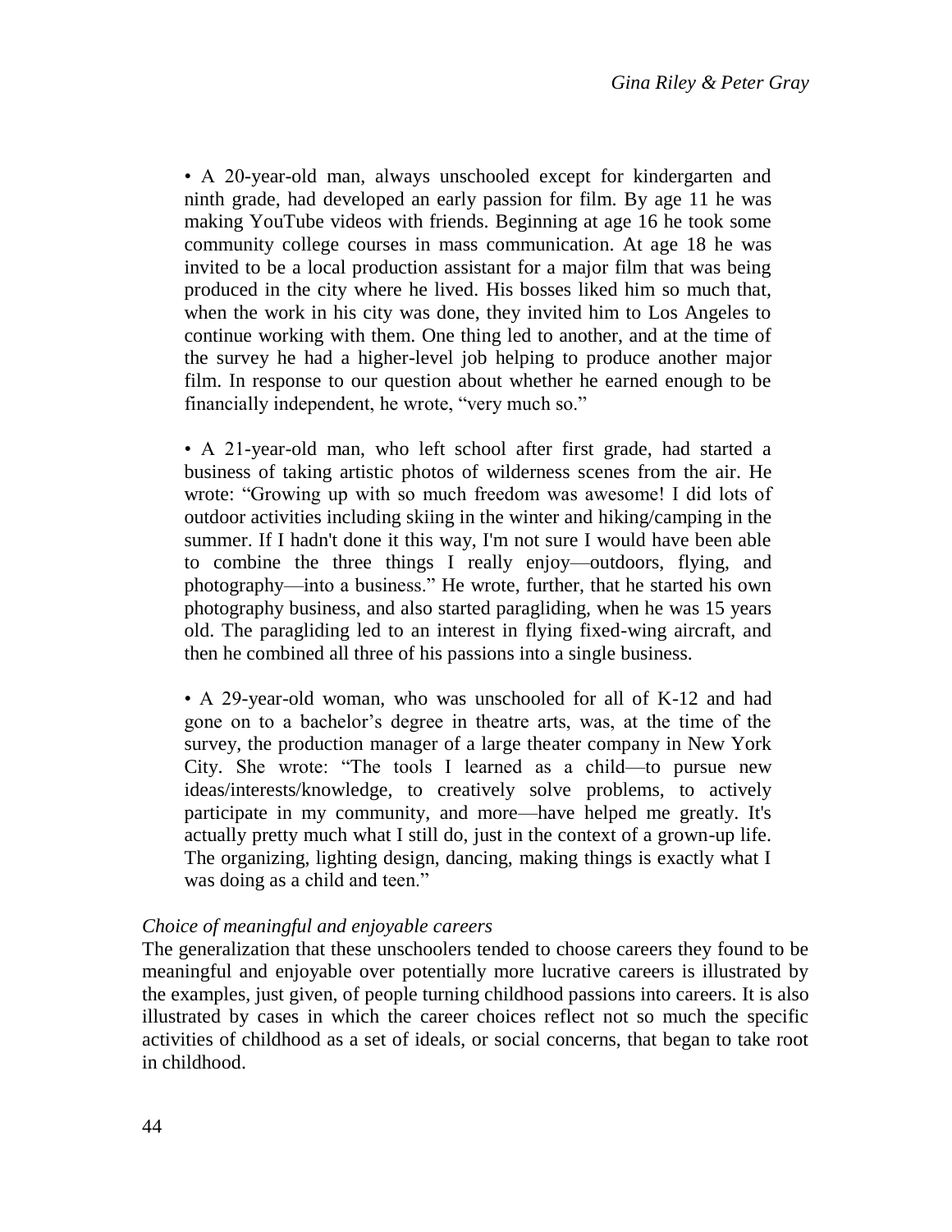• A 20-year-old man, always unschooled except for kindergarten and ninth grade, had developed an early passion for film. By age 11 he was making YouTube videos with friends. Beginning at age 16 he took some community college courses in mass communication. At age 18 he was invited to be a local production assistant for a major film that was being produced in the city where he lived. His bosses liked him so much that, when the work in his city was done, they invited him to Los Angeles to continue working with them. One thing led to another, and at the time of the survey he had a higher-level job helping to produce another major film. In response to our question about whether he earned enough to be financially independent, he wrote, "very much so."

• A 21-year-old man, who left school after first grade, had started a business of taking artistic photos of wilderness scenes from the air. He wrote: "Growing up with so much freedom was awesome! I did lots of outdoor activities including skiing in the winter and hiking/camping in the summer. If I hadn't done it this way, I'm not sure I would have been able to combine the three things I really enjoy—outdoors, flying, and photography—into a business." He wrote, further, that he started his own photography business, and also started paragliding, when he was 15 years old. The paragliding led to an interest in flying fixed-wing aircraft, and then he combined all three of his passions into a single business.

• A 29-year-old woman, who was unschooled for all of K-12 and had gone on to a bachelor's degree in theatre arts, was, at the time of the survey, the production manager of a large theater company in New York City. She wrote: "The tools I learned as a child—to pursue new ideas/interests/knowledge, to creatively solve problems, to actively participate in my community, and more—have helped me greatly. It's actually pretty much what I still do, just in the context of a grown-up life. The organizing, lighting design, dancing, making things is exactly what I was doing as a child and teen."

*Choice of meaningful and enjoyable careers*

The generalization that these unschoolers tended to choose careers they found to be meaningful and enjoyable over potentially more lucrative careers is illustrated by the examples, just given, of people turning childhood passions into careers. It is also illustrated by cases in which the career choices reflect not so much the specific activities of childhood as a set of ideals, or social concerns, that began to take root in childhood.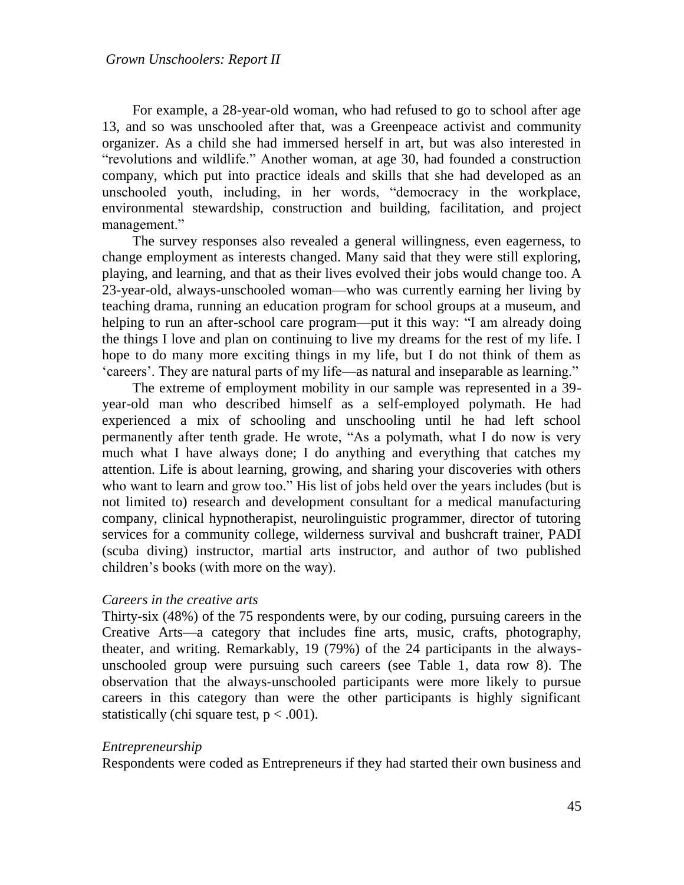For example, a 28-year-old woman, who had refused to go to school after age 13, and so was unschooled after that, was a Greenpeace activist and community organizer. As a child she had immersed herself in art, but was also interested in "revolutions and wildlife." Another woman, at age 30, had founded a construction company, which put into practice ideals and skills that she had developed as an unschooled youth, including, in her words, "democracy in the workplace, environmental stewardship, construction and building, facilitation, and project management."

The survey responses also revealed a general willingness, even eagerness, to change employment as interests changed. Many said that they were still exploring, playing, and learning, and that as their lives evolved their jobs would change too. A 23-year-old, always-unschooled woman—who was currently earning her living by teaching drama, running an education program for school groups at a museum, and helping to run an after-school care program—put it this way: "I am already doing the things I love and plan on continuing to live my dreams for the rest of my life. I hope to do many more exciting things in my life, but I do not think of them as 'careers'. They are natural parts of my life—as natural and inseparable as learning."

The extreme of employment mobility in our sample was represented in a 39-year-old man who described himself as a self-employed polymath. He had experienced a mix of schooling and unschooling until he had left school permanently after tenth grade. He wrote, "As a polymath, what I do now is very much what I have always done; I do anything and everything that catches my attention. Life is about learning, growing, and sharing your discoveries with others who want to learn and grow too." His list of jobs held over the years includes (but is not limited to) research and development consultant for a medical manufacturing company, clinical hypnotherapist, neurolinguistic programmer, director of tutoring services for a community college, wilderness survival and bushcraft trainer, PADI (scuba diving) instructor, martial arts instructor, and author of two published children's books (with more on the way).

*Careers in the creative arts*

Thirty-six (48%) of the 75 respondents were, by our coding, pursuing careers in the Creative Arts—a category that includes fine arts, music, crafts, photography, theater, and writing. Remarkably, 19 (79%) of the 24 participants in the always-unschooled group were pursuing such careers (see Table 1, data row 8). The observation that the always-unschooled participants were more likely to pursue careers in this category than were the other participants is highly significant statistically (chi square test, $p < .001$).

*Entrepreneurship*

Respondents were coded as Entrepreneurs if they had started their own business and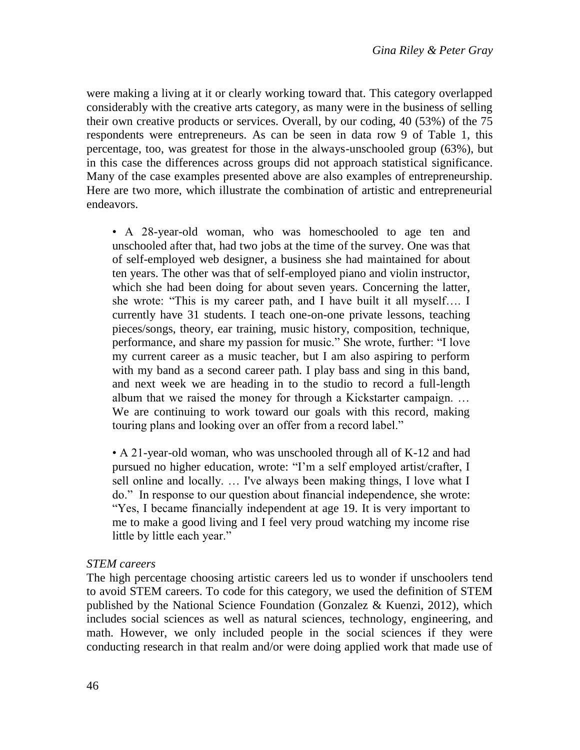were making a living at it or clearly working toward that. This category overlapped considerably with the creative arts category, as many were in the business of selling their own creative products or services. Overall, by our coding, 40 (53%) of the 75 respondents were entrepreneurs. As can be seen in data row 9 of Table 1, this percentage, too, was greatest for those in the always-unschooled group (63%), but in this case the differences across groups did not approach statistical significance. Many of the case examples presented above are also examples of entrepreneurship. Here are two more, which illustrate the combination of artistic and entrepreneurial endeavors.

- A 28-year-old woman, who was homeschooled to age ten and unschooled after that, had two jobs at the time of the survey. One was that of self-employed web designer, a business she had maintained for about ten years. The other was that of self-employed piano and violin instructor, which she had been doing for about seven years. Concerning the latter, she wrote: "This is my career path, and I have built it all myself…. I currently have 31 students. I teach one-on-one private lessons, teaching pieces/songs, theory, ear training, music history, composition, technique, performance, and share my passion for music." She wrote, further: "I love my current career as a music teacher, but I am also aspiring to perform with my band as a second career path. I play bass and sing in this band, and next week we are heading in to the studio to record a full-length album that we raised the money for through a Kickstarter campaign. … We are continuing to work toward our goals with this record, making touring plans and looking over an offer from a record label."

- A 21-year-old woman, who was unschooled through all of K-12 and had pursued no higher education, wrote: "I'm a self employed artist/crafter, I sell online and locally. … I've always been making things, I love what I do." In response to our question about financial independence, she wrote: "Yes, I became financially independent at age 19. It is very important to me to make a good living and I feel very proud watching my income rise little by little each year."

*STEM careers*

The high percentage choosing artistic careers led us to wonder if unschoolers tend to avoid STEM careers. To code for this category, we used the definition of STEM published by the National Science Foundation (Gonzalez & Kuenzi, 2012), which includes social sciences as well as natural sciences, technology, engineering, and math. However, we only included people in the social sciences if they were conducting research in that realm and/or were doing applied work that made use of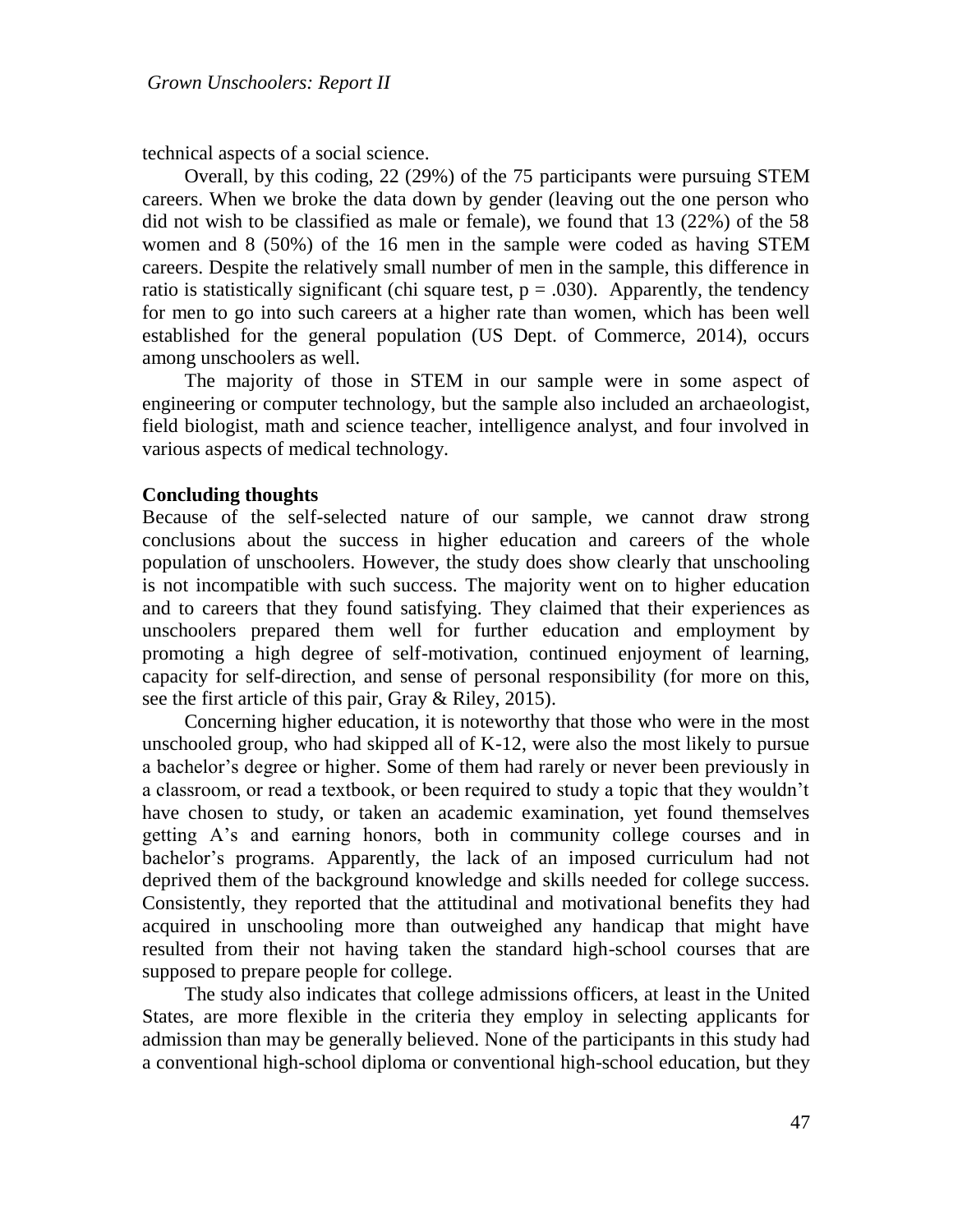technical aspects of a social science.

Overall, by this coding, 22 (29%) of the 75 participants were pursuing STEM careers. When we broke the data down by gender (leaving out the one person who did not wish to be classified as male or female), we found that 13 (22%) of the 58 women and 8 (50%) of the 16 men in the sample were coded as having STEM careers. Despite the relatively small number of men in the sample, this difference in ratio is statistically significant (chi square test, $p = .030$). Apparently, the tendency for men to go into such careers at a higher rate than women, which has been well established for the general population (US Dept. of Commerce, 2014), occurs among unschoolers as well.

The majority of those in STEM in our sample were in some aspect of engineering or computer technology, but the sample also included an archaeologist, field biologist, math and science teacher, intelligence analyst, and four involved in various aspects of medical technology.

**Concluding thoughts**

Because of the self-selected nature of our sample, we cannot draw strong conclusions about the success in higher education and careers of the whole population of unschoolers. However, the study does show clearly that unschooling is not incompatible with such success. The majority went on to higher education and to careers that they found satisfying. They claimed that their experiences as unschoolers prepared them well for further education and employment by promoting a high degree of self-motivation, continued enjoyment of learning, capacity for self-direction, and sense of personal responsibility (for more on this, see the first article of this pair, Gray & Riley, 2015).

Concerning higher education, it is noteworthy that those who were in the most unschooled group, who had skipped all of K-12, were also the most likely to pursue a bachelor's degree or higher. Some of them had rarely or never been previously in a classroom, or read a textbook, or been required to study a topic that they wouldn't have chosen to study, or taken an academic examination, yet found themselves getting A's and earning honors, both in community college courses and in bachelor's programs. Apparently, the lack of an imposed curriculum had not deprived them of the background knowledge and skills needed for college success. Consistently, they reported that the attitudinal and motivational benefits they had acquired in unschooling more than outweighed any handicap that might have resulted from their not having taken the standard high-school courses that are supposed to prepare people for college.

The study also indicates that college admissions officers, at least in the United States, are more flexible in the criteria they employ in selecting applicants for admission than may be generally believed. None of the participants in this study had a conventional high-school diploma or conventional high-school education, but they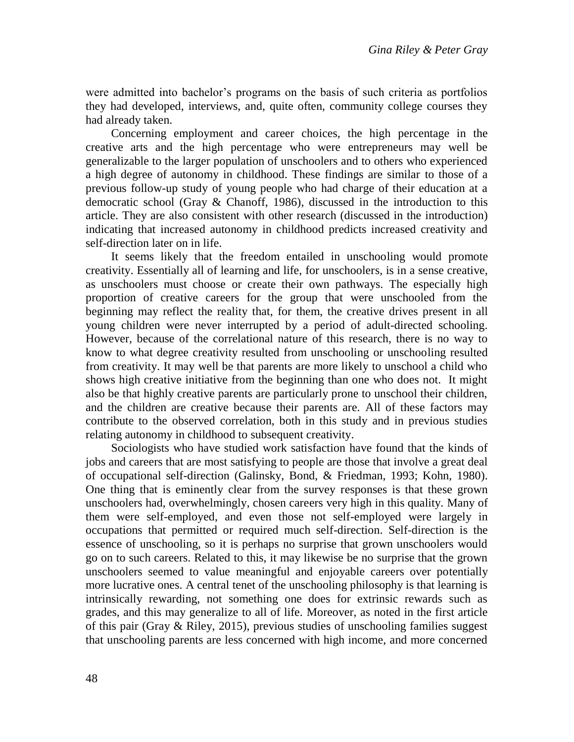were admitted into bachelor's programs on the basis of such criteria as portfolios they had developed, interviews, and, quite often, community college courses they had already taken.

Concerning employment and career choices, the high percentage in the creative arts and the high percentage who were entrepreneurs may well be generalizable to the larger population of unschoolers and to others who experienced a high degree of autonomy in childhood. These findings are similar to those of a previous follow-up study of young people who had charge of their education at a democratic school (Gray & Chanoff, 1986), discussed in the introduction to this article. They are also consistent with other research (discussed in the introduction) indicating that increased autonomy in childhood predicts increased creativity and self-direction later on in life.

It seems likely that the freedom entailed in unschooling would promote creativity. Essentially all of learning and life, for unschoolers, is in a sense creative, as unschoolers must choose or create their own pathways. The especially high proportion of creative careers for the group that were unschooled from the beginning may reflect the reality that, for them, the creative drives present in all young children were never interrupted by a period of adult-directed schooling. However, because of the correlational nature of this research, there is no way to know to what degree creativity resulted from unschooling or unschooling resulted from creativity. It may well be that parents are more likely to unschool a child who shows high creative initiative from the beginning than one who does not. It might also be that highly creative parents are particularly prone to unschool their children, and the children are creative because their parents are. All of these factors may contribute to the observed correlation, both in this study and in previous studies relating autonomy in childhood to subsequent creativity.

Sociologists who have studied work satisfaction have found that the kinds of jobs and careers that are most satisfying to people are those that involve a great deal of occupational self-direction (Galinsky, Bond, & Friedman, 1993; Kohn, 1980). One thing that is eminently clear from the survey responses is that these grown unschoolers had, overwhelmingly, chosen careers very high in this quality. Many of them were self-employed, and even those not self-employed were largely in occupations that permitted or required much self-direction. Self-direction is the essence of unschooling, so it is perhaps no surprise that grown unschoolers would go on to such careers. Related to this, it may likewise be no surprise that the grown unschoolers seemed to value meaningful and enjoyable careers over potentially more lucrative ones. A central tenet of the unschooling philosophy is that learning is intrinsically rewarding, not something one does for extrinsic rewards such as grades, and this may generalize to all of life. Moreover, as noted in the first article of this pair (Gray & Riley, 2015), previous studies of unschooling families suggest that unschooling parents are less concerned with high income, and more concerned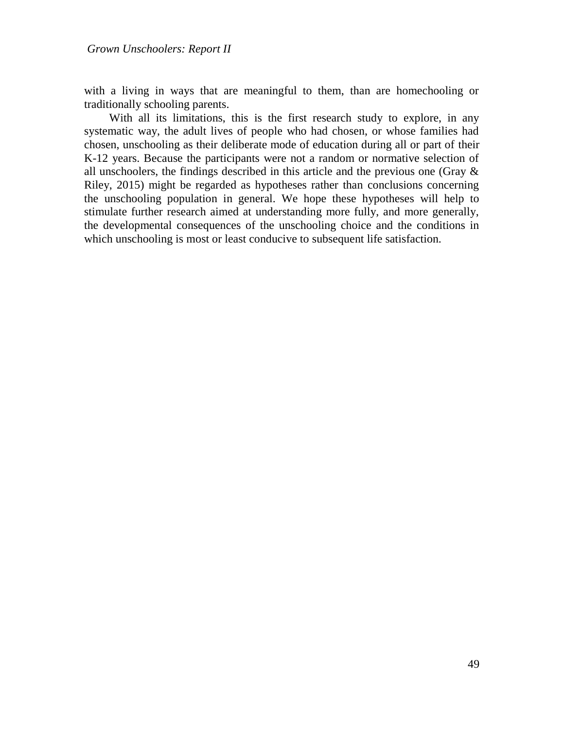with a living in ways that are meaningful to them, than are homeschooling or traditionally schooling parents.

With all its limitations, this is the first research study to explore, in any systematic way, the adult lives of people who had chosen, or whose families had chosen, unschooling as their deliberate mode of education during all or part of their K-12 years. Because the participants were not a random or normative selection of all unschoolers, the findings described in this article and the previous one (Gray & Riley, 2015) might be regarded as hypotheses rather than conclusions concerning the unschooling population in general. We hope these hypotheses will help to stimulate further research aimed at understanding more fully, and more generally, the developmental consequences of the unschooling choice and the conditions in which unschooling is most or least conducive to subsequent life satisfaction.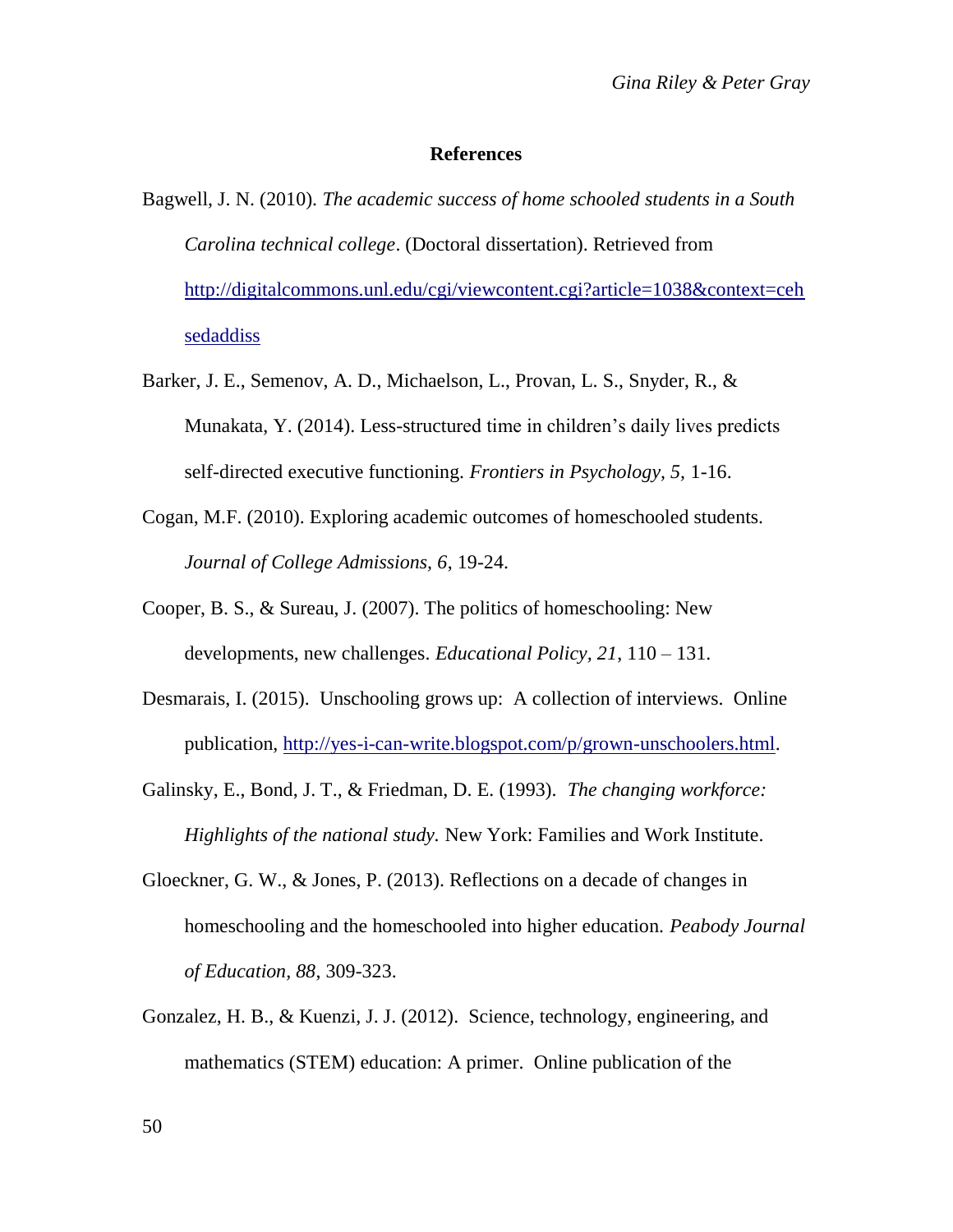## References

Bagwell, J. N. (2010). *The academic success of home schooled students in a South Carolina technical college*. (Doctoral dissertation). Retrieved from http://digitalcommons.unl.edu/cgi/viewcontent.cgi?article=1038&context=cehsedaddiss

Barker, J. E., Semenov, A. D., Michaelson, L., Provan, L. S., Snyder, R., & Munakata, Y. (2014). Less-structured time in children's daily lives predicts self-directed executive functioning. *Frontiers in Psychology, 5,* 1-16.

Cogan, M.F. (2010). Exploring academic outcomes of homeschooled students. *Journal of College Admissions, 6*, 19-24.

Cooper, B. S., & Sureau, J. (2007). The politics of homeschooling: New developments, new challenges. *Educational Policy, 21*, 110 – 131.

Desmarais, I. (2015). Unschooling grows up: A collection of interviews. Online publication, http://yes-i-can-write.blogspot.com/p/grown-unschoolers.html.

Galinsky, E., Bond, J. T., & Friedman, D. E. (1993). *The changing workforce: Highlights of the national study.* New York: Families and Work Institute.

Gloeckner, G. W., & Jones, P. (2013). Reflections on a decade of changes in homeschooling and the homeschooled into higher education. *Peabody Journal of Education, 88,* 309-323.

Gonzalez, H. B., & Kuenzi, J. J. (2012). Science, technology, engineering, and mathematics (STEM) education: A primer. Online publication of the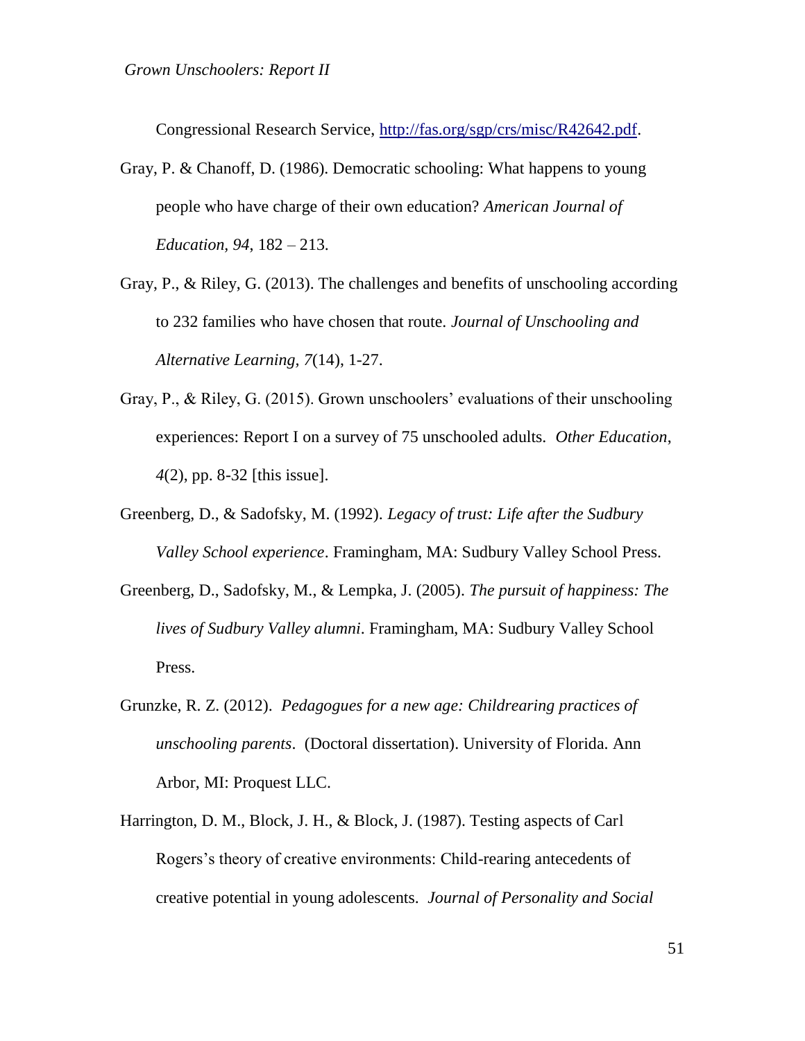Congressional Research Service, http://fas.org/sgp/crs/misc/R42642.pdf.

Gray, P. & Chanoff, D. (1986). Democratic schooling: What happens to young people who have charge of their own education? *American Journal of Education, 94*, 182 – 213.

Gray, P., & Riley, G. (2013). The challenges and benefits of unschooling according to 232 families who have chosen that route. *Journal of Unschooling and Alternative Learning, 7*(14), 1-27.

Gray, P., & Riley, G. (2015). Grown unschoolers' evaluations of their unschooling experiences: Report I on a survey of 75 unschooled adults. *Other Education, 4*(2), pp. 8-32 [this issue].

Greenberg, D., & Sadofsky, M. (1992). *Legacy of trust: Life after the Sudbury Valley School experience*. Framingham, MA: Sudbury Valley School Press.

Greenberg, D., Sadofsky, M., & Lempka, J. (2005). *The pursuit of happiness: The lives of Sudbury Valley alumni*. Framingham, MA: Sudbury Valley School Press.

Grunzke, R. Z. (2012). *Pedagogues for a new age: Childrearing practices of unschooling parents*. (Doctoral dissertation). University of Florida. Ann Arbor, MI: Proquest LLC.

Harrington, D. M., Block, J. H., & Block, J. (1987). Testing aspects of Carl Rogers's theory of creative environments: Child-rearing antecedents of creative potential in young adolescents. *Journal of Personality and Social*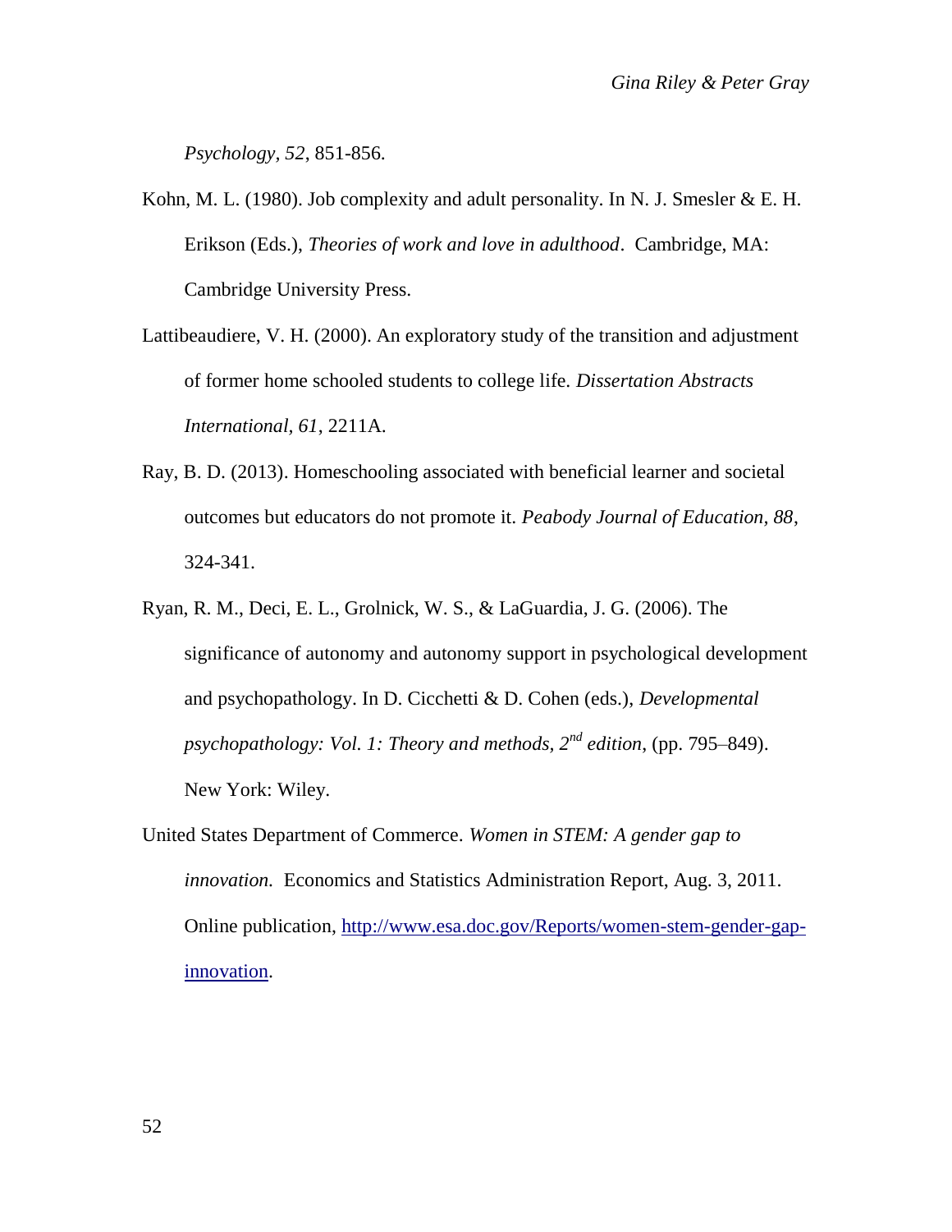*Psychology*, *52*, 851-856.

Kohn, M. L. (1980). Job complexity and adult personality. In N. J. Smesler & E. H. Erikson (Eds.), *Theories of work and love in adulthood*. Cambridge, MA: Cambridge University Press.

Lattibeaudiere, V. H. (2000). An exploratory study of the transition and adjustment of former home schooled students to college life. *Dissertation Abstracts International*, *61*, 2211A.

Ray, B. D. (2013). Homeschooling associated with beneficial learner and societal outcomes but educators do not promote it. *Peabody Journal of Education*, *88*, 324-341.

Ryan, R. M., Deci, E. L., Grolnick, W. S., & LaGuardia, J. G. (2006). The significance of autonomy and autonomy support in psychological development and psychopathology. In D. Cicchetti & D. Cohen (eds.), *Developmental psychopathology: Vol. 1: Theory and methods, 2nd edition*, (pp. 795–849). New York: Wiley.

United States Department of Commerce. *Women in STEM: A gender gap to innovation.* Economics and Statistics Administration Report, Aug. 3, 2011. Online publication, [http://www.esa.doc.gov/Reports/women-stem-gender-gap-innovation](http://www.esa.doc.gov/Reports/women-stem-gender-gap-innovation).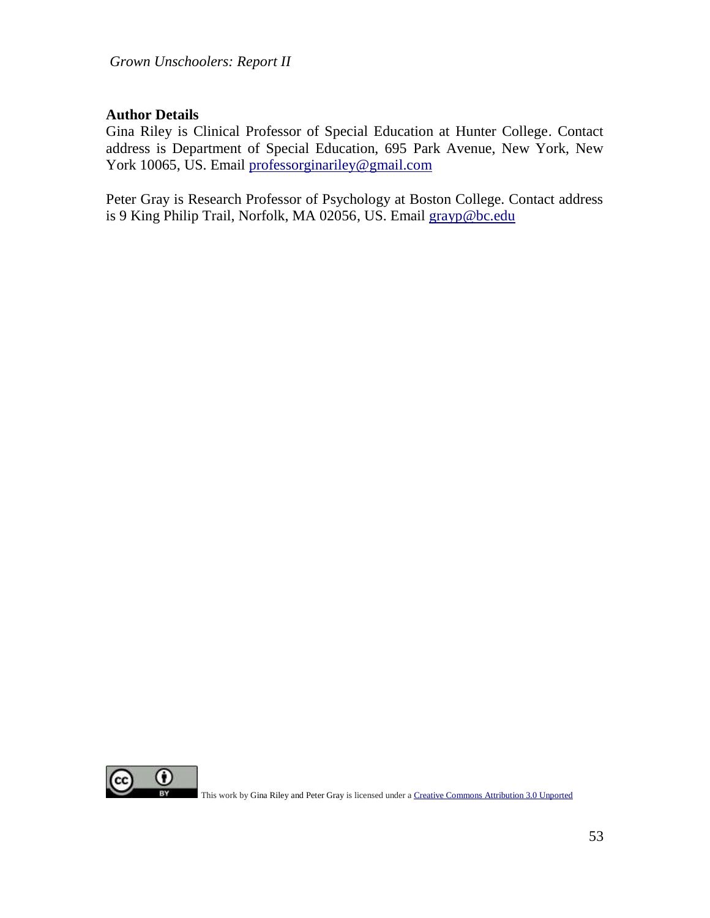## Author Details

Gina Riley is Clinical Professor of Special Education at Hunter College. Contact address is Department of Special Education, 695 Park Avenue, New York, New York 10065, US. Email professorginariley@gmail.com

Peter Gray is Research Professor of Psychology at Boston College. Contact address is 9 King Philip Trail, Norfolk, MA 02056, US. Email grayp@bc.edu

This work by Gina Riley and Peter Gray is licensed under a Creative Commons Attribution 3.0 Unported